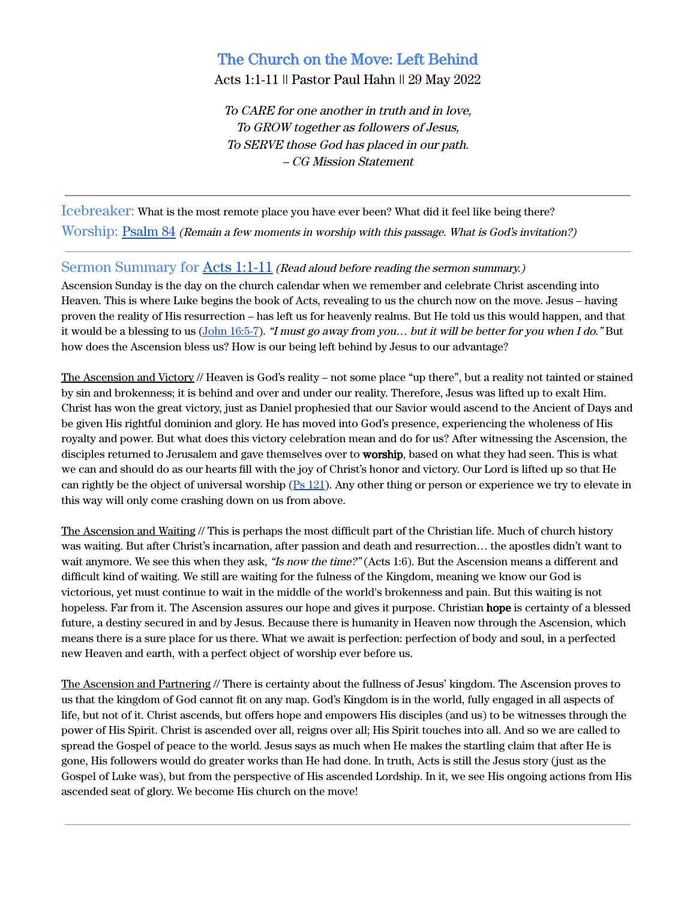# The Church on the Move: Left Behind

Acts 1:1-11 || Pastor Paul Hahn || 29 May 2022

*To CARE for one another in truth and in love,*
*To GROW together as followers of Jesus,*
*To SERVE those God has placed in our path.*
*– CG Mission Statement*

---

**Icebreaker:** What is the most remote place you have ever been? What did it feel like being there?

**Worship:** Psalm 84 *(Remain a few moments in worship with this passage. What is God's invitation?)*

---

## Sermon Summary for Acts 1:1-11 *(Read aloud before reading the sermon summary.)*

Ascension Sunday is the day on the church calendar when we remember and celebrate Christ ascending into Heaven. This is where Luke begins the book of Acts, revealing to us the church now on the move. Jesus – having proven the reality of His resurrection – has left us for heavenly realms. But He told us this would happen, and that it would be a blessing to us (John 16:5-7). *"I must go away from you… but it will be better for you when I do."* But how does the Ascension bless us? How is our being left behind by Jesus to our advantage?

The Ascension and Victory // Heaven is God's reality – not some place "up there", but a reality not tainted or stained by sin and brokenness; it is behind and over and under our reality. Therefore, Jesus was lifted up to exalt Him. Christ has won the great victory, just as Daniel prophesied that our Savior would ascend to the Ancient of Days and be given His rightful dominion and glory. He has moved into God's presence, experiencing the wholeness of His royalty and power. But what does this victory celebration mean and do for us? After witnessing the Ascension, the disciples returned to Jerusalem and gave themselves over to **worship**, based on what they had seen. This is what we can and should do as our hearts fill with the joy of Christ's honor and victory. Our Lord is lifted up so that He can rightly be the object of universal worship (Ps 121). Any other thing or person or experience we try to elevate in this way will only come crashing down on us from above.

The Ascension and Waiting // This is perhaps the most difficult part of the Christian life. Much of church history was waiting. But after Christ's incarnation, after passion and death and resurrection… the apostles didn't want to wait anymore. We see this when they ask, *"Is now the time?"* (Acts 1:6). But the Ascension means a different and difficult kind of waiting. We still are waiting for the fulness of the Kingdom, meaning we know our God is victorious, yet must continue to wait in the middle of the world's brokenness and pain. But this waiting is not hopeless. Far from it. The Ascension assures our hope and gives it purpose. Christian **hope** is certainty of a blessed future, a destiny secured in and by Jesus. Because there is humanity in Heaven now through the Ascension, which means there is a sure place for us there. What we await is perfection: perfection of body and soul, in a perfected new Heaven and earth, with a perfect object of worship ever before us.

The Ascension and Partnering // There is certainty about the fullness of Jesus' kingdom. The Ascension proves to us that the kingdom of God cannot fit on any map. God's Kingdom is in the world, fully engaged in all aspects of life, but not of it. Christ ascends, but offers hope and empowers His disciples (and us) to be witnesses through the power of His Spirit. Christ is ascended over all, reigns over all; His Spirit touches into all. And so we are called to spread the Gospel of peace to the world. Jesus says as much when He makes the startling claim that after He is gone, His followers would do greater works than He had done. In truth, Acts is still the Jesus story (just as the Gospel of Luke was), but from the perspective of His ascended Lordship. In it, we see His ongoing actions from His ascended seat of glory. We become His church on the move!

---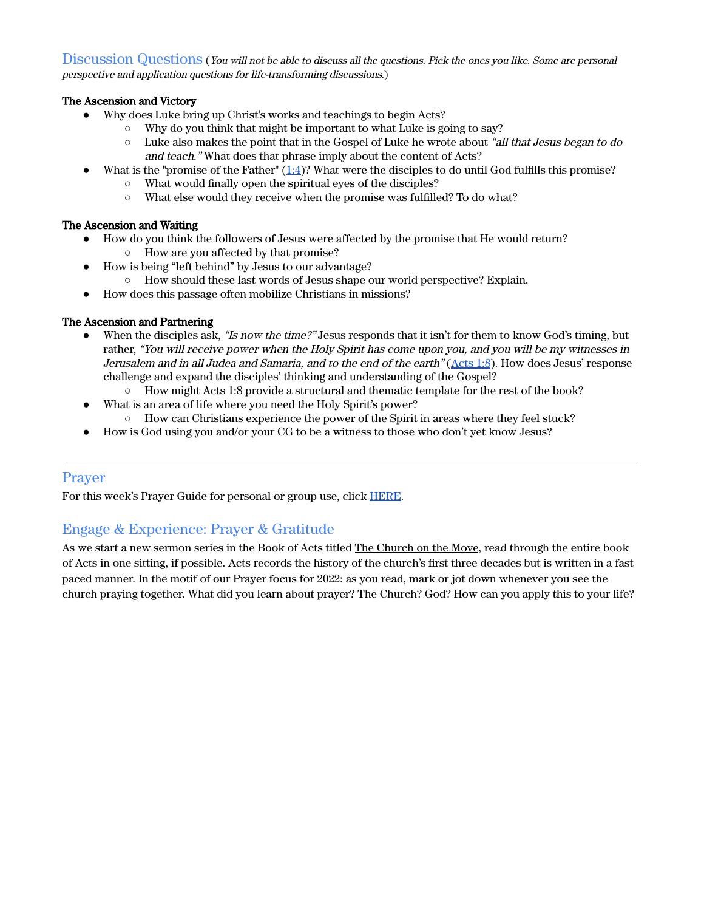## Discussion Questions (*You will not be able to discuss all the questions. Pick the ones you like. Some are personal perspective and application questions for life-transforming discussions.*)

**The Ascension and Victory**

- Why does Luke bring up Christ's works and teachings to begin Acts?
  - Why do you think that might be important to what Luke is going to say?
  - Luke also makes the point that in the Gospel of Luke he wrote about *"all that Jesus began to do and teach."* What does that phrase imply about the content of Acts?
- What is the "promise of the Father" (1:4)? What were the disciples to do until God fulfills this promise?
  - What would finally open the spiritual eyes of the disciples?
  - What else would they receive when the promise was fulfilled? To do what?

**The Ascension and Waiting**

- How do you think the followers of Jesus were affected by the promise that He would return?
  - How are you affected by that promise?
- How is being "left behind" by Jesus to our advantage?
  - How should these last words of Jesus shape our world perspective? Explain.
- How does this passage often mobilize Christians in missions?

**The Ascension and Partnering**

- When the disciples ask, *"Is now the time?"* Jesus responds that it isn't for them to know God's timing, but rather, *"You will receive power when the Holy Spirit has come upon you, and you will be my witnesses in Jerusalem and in all Judea and Samaria, and to the end of the earth"* (Acts 1:8). How does Jesus' response challenge and expand the disciples' thinking and understanding of the Gospel?
  - How might Acts 1:8 provide a structural and thematic template for the rest of the book?
- What is an area of life where you need the Holy Spirit's power?
  - How can Christians experience the power of the Spirit in areas where they feel stuck?
- How is God using you and/or your CG to be a witness to those who don't yet know Jesus?

---

## Prayer

For this week's Prayer Guide for personal or group use, click HERE.

## Engage & Experience: Prayer & Gratitude

As we start a new sermon series in the Book of Acts titled The Church on the Move, read through the entire book of Acts in one sitting, if possible. Acts records the history of the church's first three decades but is written in a fast paced manner. In the motif of our Prayer focus for 2022: as you read, mark or jot down whenever you see the church praying together. What did you learn about prayer? The Church? God? How can you apply this to your life?